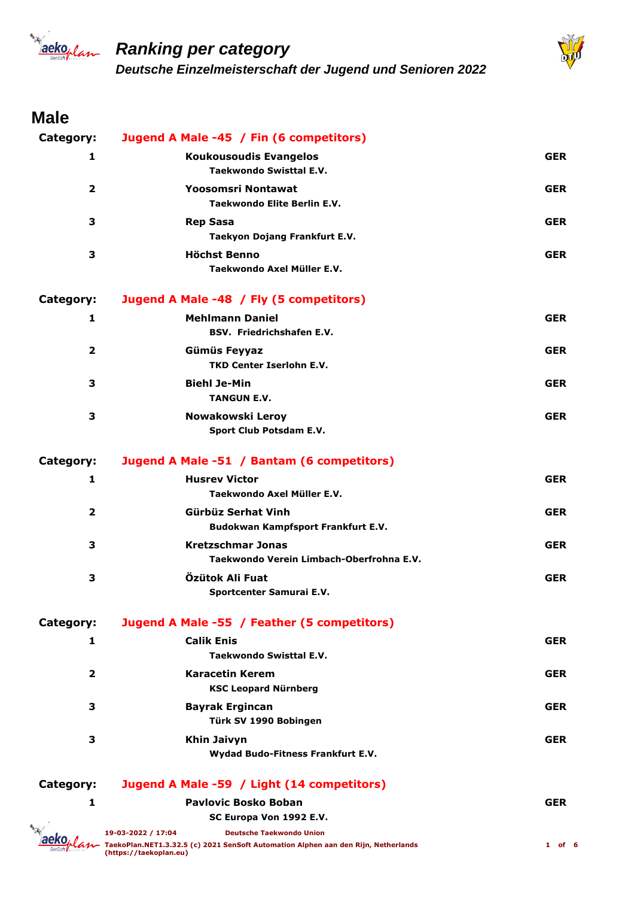# Ranking per category

## Deutsche Einzelmeisterschaft der Jugend und Senioren 2022

## Male

**Category:** **Jugend A Male -45 / Fin (6 competitors)**

| Rank | Name / Club | Country |
|---|---|---|
| 1 | **Koukousoudis Evangelos**<br>Taekwondo Swisttal E.V. | GER |
| 2 | **Yoosomsri Nontawat**<br>Taekwondo Elite Berlin E.V. | GER |
| 3 | **Rep Sasa**<br>Taekyon Dojang Frankfurt E.V. | GER |
| 3 | **Höchst Benno**<br>Taekwondo Axel Müller E.V. | GER |

**Category:** **Jugend A Male -48 / Fly (5 competitors)**

| Rank | Name / Club | Country |
|---|---|---|
| 1 | **Mehlmann Daniel**<br>BSV. Friedrichshafen E.V. | GER |
| 2 | **Gümüs Feyyaz**<br>TKD Center Iserlohn E.V. | GER |
| 3 | **Biehl Je-Min**<br>TANGUN E.V. | GER |
| 3 | **Nowakowski Leroy**<br>Sport Club Potsdam E.V. | GER |

**Category:** **Jugend A Male -51 / Bantam (6 competitors)**

| Rank | Name / Club | Country |
|---|---|---|
| 1 | **Husrev Victor**<br>Taekwondo Axel Müller E.V. | GER |
| 2 | **Gürbüz Serhat Vinh**<br>Budokwan Kampfsport Frankfurt E.V. | GER |
| 3 | **Kretzschmar Jonas**<br>Taekwondo Verein Limbach-Oberfrohna E.V. | GER |
| 3 | **Özütok Ali Fuat**<br>Sportcenter Samurai E.V. | GER |

**Category:** **Jugend A Male -55 / Feather (5 competitors)**

| Rank | Name / Club | Country |
|---|---|---|
| 1 | **Calik Enis**<br>Taekwondo Swisttal E.V. | GER |
| 2 | **Karacetin Kerem**<br>KSC Leopard Nürnberg | GER |
| 3 | **Bayrak Ergincan**<br>Türk SV 1990 Bobingen | GER |
| 3 | **Khin Jaivyn**<br>Wydad Budo-Fitness Frankfurt E.V. | GER |

**Category:** **Jugend A Male -59 / Light (14 competitors)**

| Rank | Name / Club | Country |
|---|---|---|
| 1 | **Pavlovic Bosko Boban**<br>SC Europa Von 1992 E.V. | GER |

19-03-2022 / 17:04 Deutsche Taekwondo Union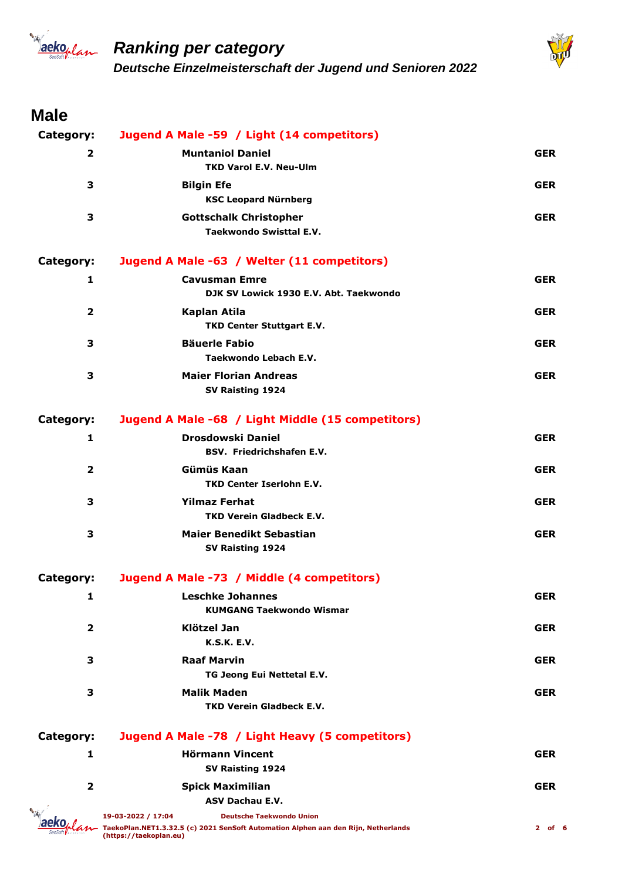# Ranking per category

## Deutsche Einzelmeisterschaft der Jugend und Senioren 2022

## Male

**Category:** Jugend A Male -59 / Light (14 competitors)

| Place | Name / Club | Nation |
|---|---|---|
| 2 | **Muntaniol Daniel**<br>TKD Varol E.V. Neu-Ulm | GER |
| 3 | **Bilgin Efe**<br>KSC Leopard Nürnberg | GER |
| 3 | **Gottschalk Christopher**<br>Taekwondo Swisttal E.V. | GER |

**Category:** Jugend A Male -63 / Welter (11 competitors)

| Place | Name / Club | Nation |
|---|---|---|
| 1 | **Cavusman Emre**<br>DJK SV Lowick 1930 E.V. Abt. Taekwondo | GER |
| 2 | **Kaplan Atila**<br>TKD Center Stuttgart E.V. | GER |
| 3 | **Bäuerle Fabio**<br>Taekwondo Lebach E.V. | GER |
| 3 | **Maier Florian Andreas**<br>SV Raisting 1924 | GER |

**Category:** Jugend A Male -68 / Light Middle (15 competitors)

| Place | Name / Club | Nation |
|---|---|---|
| 1 | **Drosdowski Daniel**<br>BSV. Friedrichshafen E.V. | GER |
| 2 | **Gümüs Kaan**<br>TKD Center Iserlohn E.V. | GER |
| 3 | **Yilmaz Ferhat**<br>TKD Verein Gladbeck E.V. | GER |
| 3 | **Maier Benedikt Sebastian**<br>SV Raisting 1924 | GER |

**Category:** Jugend A Male -73 / Middle (4 competitors)

| Place | Name / Club | Nation |
|---|---|---|
| 1 | **Leschke Johannes**<br>KUMGANG Taekwondo Wismar | GER |
| 2 | **Klötzel Jan**<br>K.S.K. E.V. | GER |
| 3 | **Raaf Marvin**<br>TG Jeong Eui Nettetal E.V. | GER |
| 3 | **Malik Maden**<br>TKD Verein Gladbeck E.V. | GER |

**Category:** Jugend A Male -78 / Light Heavy (5 competitors)

| Place | Name / Club | Nation |
|---|---|---|
| 1 | **Hörmann Vincent**<br>SV Raisting 1924 | GER |
| 2 | **Spick Maximilian**<br>ASV Dachau E.V. | GER |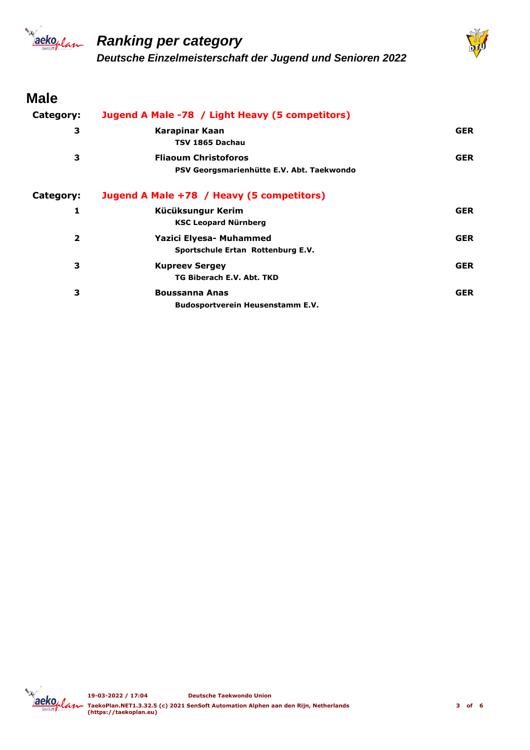# Ranking per category

## Deutsche Einzelmeisterschaft der Jugend und Senioren 2022

## Male

**Category:** Jugend A Male -78 / Light Heavy (5 competitors)

| Rank | Name / Club | Country |
|---|---|---|
| 3 | **Karapinar Kaan**<br>TSV 1865 Dachau | GER |
| 3 | **Fliaoum Christoforos**<br>PSV Georgsmarienhütte E.V. Abt. Taekwondo | GER |

**Category:** Jugend A Male +78 / Heavy (5 competitors)

| Rank | Name / Club | Country |
|---|---|---|
| 1 | **Kücüksungur Kerim**<br>KSC Leopard Nürnberg | GER |
| 2 | **Yazici Elyesa- Muhammed**<br>Sportschule Ertan Rottenburg E.V. | GER |
| 3 | **Kupreev Sergey**<br>TG Biberach E.V. Abt. TKD | GER |
| 3 | **Boussanna Anas**<br>Budosportverein Heusenstamm E.V. | GER |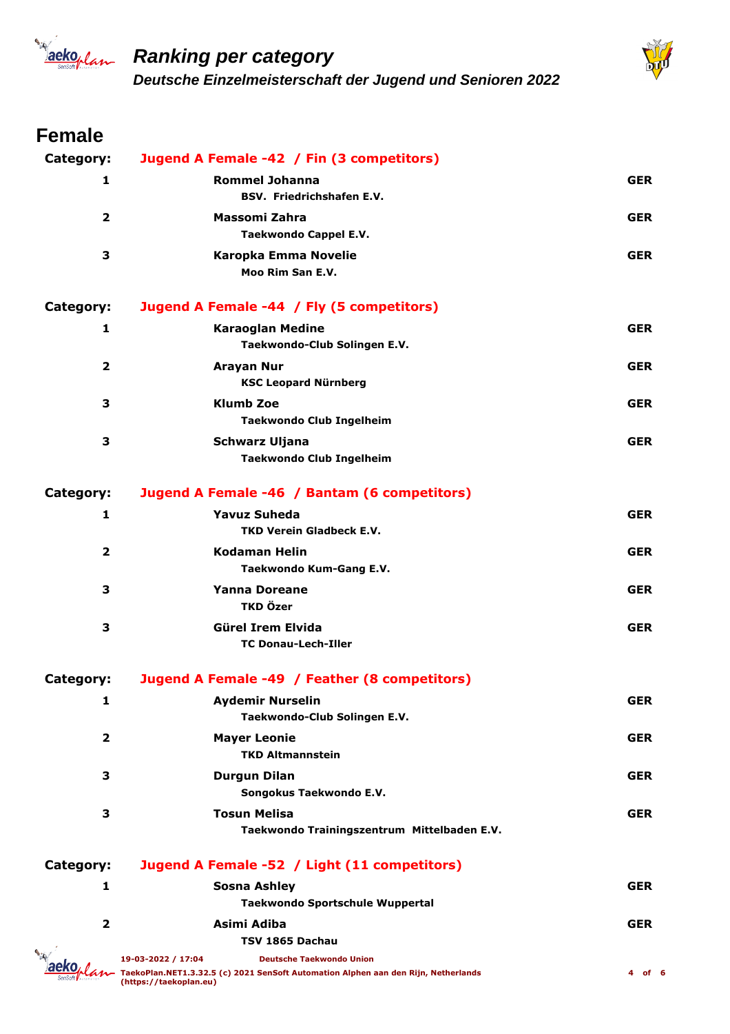# Ranking per category

## Deutsche Einzelmeisterschaft der Jugend und Senioren 2022

## Female

**Category: Jugend A Female -42 / Fin (3 competitors)**

| Rank | Name / Club | Nation |
|---|---|---|
| 1 | **Rommel Johanna**<br>BSV. Friedrichshafen E.V. | GER |
| 2 | **Massomi Zahra**<br>Taekwondo Cappel E.V. | GER |
| 3 | **Karopka Emma Novelie**<br>Moo Rim San E.V. | GER |

**Category: Jugend A Female -44 / Fly (5 competitors)**

| Rank | Name / Club | Nation |
|---|---|---|
| 1 | **Karaoglan Medine**<br>Taekwondo-Club Solingen E.V. | GER |
| 2 | **Arayan Nur**<br>KSC Leopard Nürnberg | GER |
| 3 | **Klumb Zoe**<br>Taekwondo Club Ingelheim | GER |
| 3 | **Schwarz Uljana**<br>Taekwondo Club Ingelheim | GER |

**Category: Jugend A Female -46 / Bantam (6 competitors)**

| Rank | Name / Club | Nation |
|---|---|---|
| 1 | **Yavuz Suheda**<br>TKD Verein Gladbeck E.V. | GER |
| 2 | **Kodaman Helin**<br>Taekwondo Kum-Gang E.V. | GER |
| 3 | **Yanna Doreane**<br>TKD Özer | GER |
| 3 | **Gürel Irem Elvida**<br>TC Donau-Lech-Iller | GER |

**Category: Jugend A Female -49 / Feather (8 competitors)**

| Rank | Name / Club | Nation |
|---|---|---|
| 1 | **Aydemir Nurselin**<br>Taekwondo-Club Solingen E.V. | GER |
| 2 | **Mayer Leonie**<br>TKD Altmannstein | GER |
| 3 | **Durgun Dilan**<br>Songokus Taekwondo E.V. | GER |
| 3 | **Tosun Melisa**<br>Taekwondo Trainingszentrum Mittelbaden E.V. | GER |

**Category: Jugend A Female -52 / Light (11 competitors)**

| Rank | Name / Club | Nation |
|---|---|---|
| 1 | **Sosna Ashley**<br>Taekwondo Sportschule Wuppertal | GER |
| 2 | **Asimi Adiba**<br>TSV 1865 Dachau | GER |

19-03-2022 / 17:04 Deutsche Taekwondo Union

TaekoPlan.NET1.3.32.5 (c) 2021 SenSoft Automation Alphen aan den Rijn, Netherlands (https://taekoplan.eu)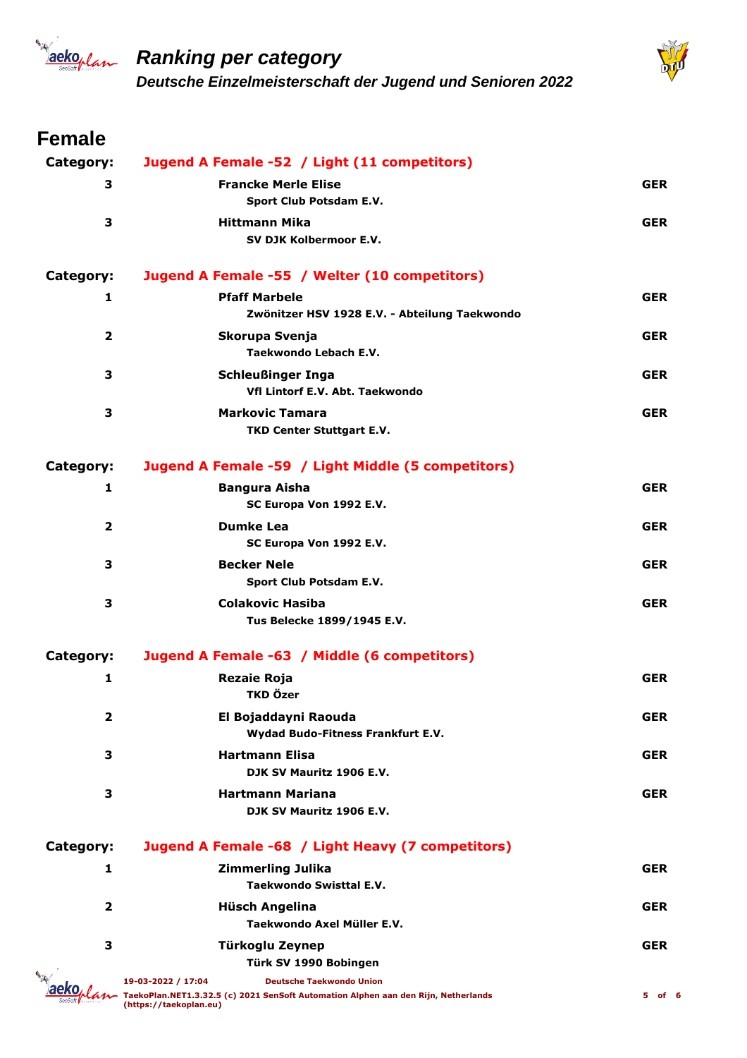# Ranking per category

## Deutsche Einzelmeisterschaft der Jugend und Senioren 2022

## Female

**Category:** **Jugend A Female -52 / Light (11 competitors)**

| Rank | Name / Club | Nation |
|---|---|---|
| 3 | **Francke Merle Elise**<br>Sport Club Potsdam E.V. | GER |
| 3 | **Hittmann Mika**<br>SV DJK Kolbermoor E.V. | GER |

**Category:** **Jugend A Female -55 / Welter (10 competitors)**

| Rank | Name / Club | Nation |
|---|---|---|
| 1 | **Pfaff Marbele**<br>Zwönitzer HSV 1928 E.V. - Abteilung Taekwondo | GER |
| 2 | **Skorupa Svenja**<br>Taekwondo Lebach E.V. | GER |
| 3 | **Schleußinger Inga**<br>Vfl Lintorf E.V. Abt. Taekwondo | GER |
| 3 | **Markovic Tamara**<br>TKD Center Stuttgart E.V. | GER |

**Category:** **Jugend A Female -59 / Light Middle (5 competitors)**

| Rank | Name / Club | Nation |
|---|---|---|
| 1 | **Bangura Aisha**<br>SC Europa Von 1992 E.V. | GER |
| 2 | **Dumke Lea**<br>SC Europa Von 1992 E.V. | GER |
| 3 | **Becker Nele**<br>Sport Club Potsdam E.V. | GER |
| 3 | **Colakovic Hasiba**<br>Tus Belecke 1899/1945 E.V. | GER |

**Category:** **Jugend A Female -63 / Middle (6 competitors)**

| Rank | Name / Club | Nation |
|---|---|---|
| 1 | **Rezaie Roja**<br>TKD Özer | GER |
| 2 | **El Bojaddayni Raouda**<br>Wydad Budo-Fitness Frankfurt E.V. | GER |
| 3 | **Hartmann Elisa**<br>DJK SV Mauritz 1906 E.V. | GER |
| 3 | **Hartmann Mariana**<br>DJK SV Mauritz 1906 E.V. | GER |

**Category:** **Jugend A Female -68 / Light Heavy (7 competitors)**

| Rank | Name / Club | Nation |
|---|---|---|
| 1 | **Zimmerling Julika**<br>Taekwondo Swisttal E.V. | GER |
| 2 | **Hüsch Angelina**<br>Taekwondo Axel Müller E.V. | GER |
| 3 | **Türkoglu Zeynep**<br>Türk SV 1990 Bobingen | GER |

19-03-2022 / 17:04 Deutsche Taekwondo Union
TaekoPlan.NET1.3.32.5 (c) 2021 SenSoft Automation Alphen aan den Rijn, Netherlands (https://taekoplan.eu)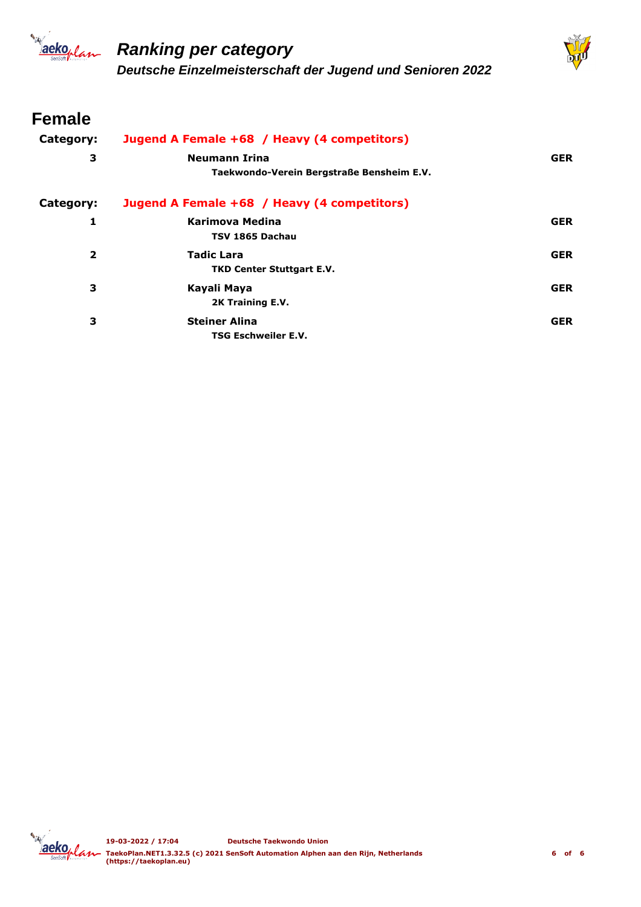## Female

**Category:** **Jugend A Female +68 / Heavy (4 competitors)**

| | | |
|---|---|---|
| **3** | **Neumann Irina**<br>**Taekwondo-Verein Bergstraße Bensheim E.V.** | **GER** |

**Category:** **Jugend A Female +68 / Heavy (4 competitors)**

| | | |
|---|---|---|
| **1** | **Karimova Medina**<br>**TSV 1865 Dachau** | **GER** |
| **2** | **Tadic Lara**<br>**TKD Center Stuttgart E.V.** | **GER** |
| **3** | **Kayali Maya**<br>**2K Training E.V.** | **GER** |
| **3** | **Steiner Alina**<br>**TSG Eschweiler E.V.** | **GER** |